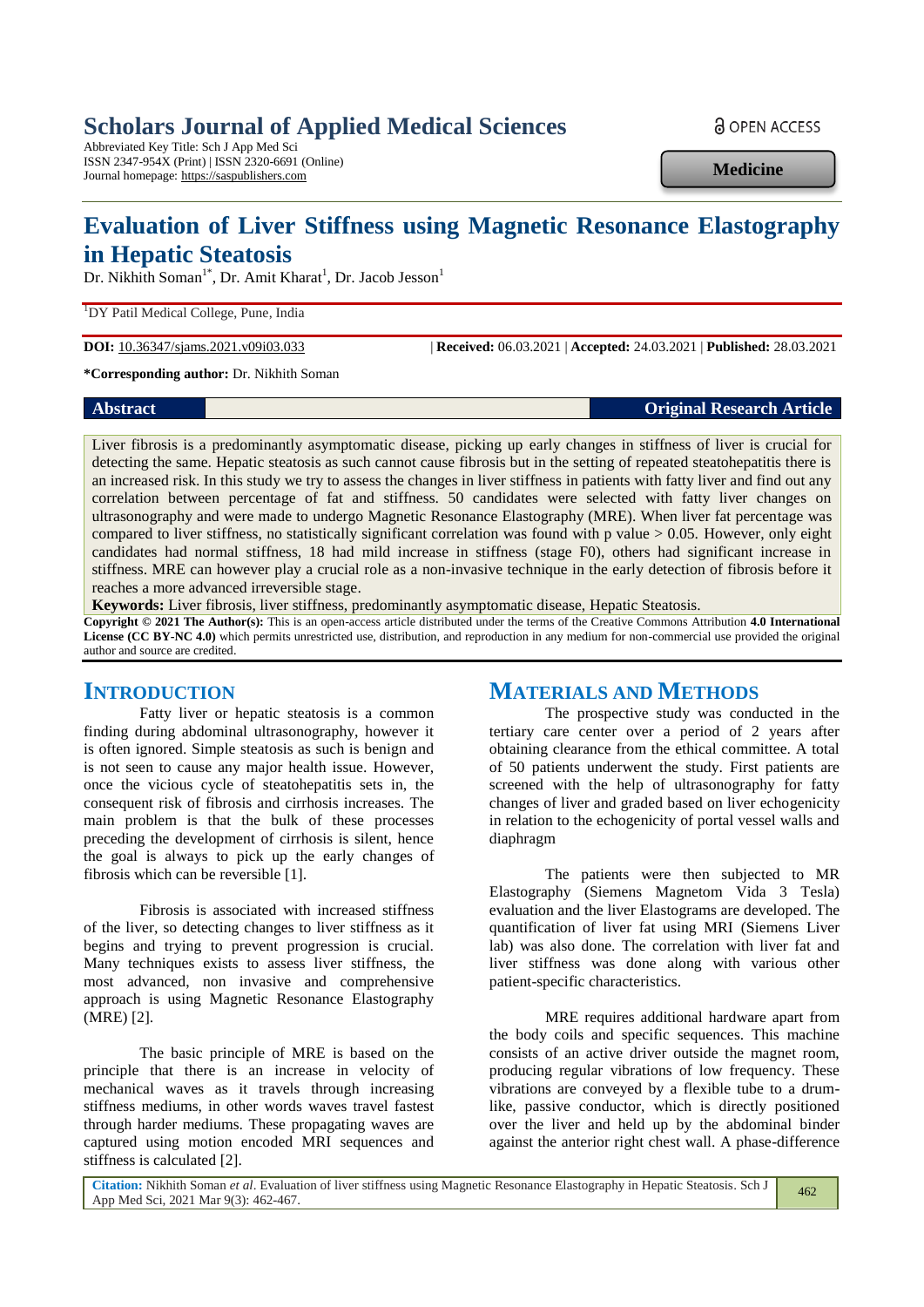# Scholars Journal of Applied Medical Sciences

Abbreviated Key Title: Sch J App Med Sci
ISSN 2347-954X (Print) | ISSN 2320-6691 (Online)
Journal homepage: https://saspublishers.com

OPEN ACCESS

**Medicine**

# Evaluation of Liver Stiffness using Magnetic Resonance Elastography in Hepatic Steatosis

Dr. Nikhith Soman[1*], Dr. Amit Kharat[1], Dr. Jacob Jesson[1]

[1]DY Patil Medical College, Pune, India

**DOI:** 10.36347/sjams.2021.v09i03.033 | **Received:** 06.03.2021 | **Accepted:** 24.03.2021 | **Published:** 28.03.2021

***Corresponding author:** Dr. Nikhith Soman

**Abstract** **Original Research Article**

Liver fibrosis is a predominantly asymptomatic disease, picking up early changes in stiffness of liver is crucial for detecting the same. Hepatic steatosis as such cannot cause fibrosis but in the setting of repeated steatohepatitis there is an increased risk. In this study we try to assess the changes in liver stiffness in patients with fatty liver and find out any correlation between percentage of fat and stiffness. 50 candidates were selected with fatty liver changes on ultrasonography and were made to undergo Magnetic Resonance Elastography (MRE). When liver fat percentage was compared to liver stiffness, no statistically significant correlation was found with p value > 0.05. However, only eight candidates had normal stiffness, 18 had mild increase in stiffness (stage F0), others had significant increase in stiffness. MRE can however play a crucial role as a non-invasive technique in the early detection of fibrosis before it reaches a more advanced irreversible stage.

**Keywords:** Liver fibrosis, liver stiffness, predominantly asymptomatic disease, Hepatic Steatosis.

**Copyright © 2021 The Author(s):** This is an open-access article distributed under the terms of the Creative Commons Attribution **4.0 International License (CC BY-NC 4.0)** which permits unrestricted use, distribution, and reproduction in any medium for non-commercial use provided the original author and source are credited.

## INTRODUCTION

Fatty liver or hepatic steatosis is a common finding during abdominal ultrasonography, however it is often ignored. Simple steatosis as such is benign and is not seen to cause any major health issue. However, once the vicious cycle of steatohepatitis sets in, the consequent risk of fibrosis and cirrhosis increases. The main problem is that the bulk of these processes preceding the development of cirrhosis is silent, hence the goal is always to pick up the early changes of fibrosis which can be reversible [1].

Fibrosis is associated with increased stiffness of the liver, so detecting changes to liver stiffness as it begins and trying to prevent progression is crucial. Many techniques exists to assess liver stiffness, the most advanced, non invasive and comprehensive approach is using Magnetic Resonance Elastography (MRE) [2].

The basic principle of MRE is based on the principle that there is an increase in velocity of mechanical waves as it travels through increasing stiffness mediums, in other words waves travel fastest through harder mediums. These propagating waves are captured using motion encoded MRI sequences and stiffness is calculated [2].

## MATERIALS AND METHODS

The prospective study was conducted in the tertiary care center over a period of 2 years after obtaining clearance from the ethical committee. A total of 50 patients underwent the study. First patients are screened with the help of ultrasonography for fatty changes of liver and graded based on liver echogenicity in relation to the echogenicity of portal vessel walls and diaphragm

The patients were then subjected to MR Elastography (Siemens Magnetom Vida 3 Tesla) evaluation and the liver Elastograms are developed. The quantification of liver fat using MRI (Siemens Liver lab) was also done. The correlation with liver fat and liver stiffness was done along with various other patient-specific characteristics.

MRE requires additional hardware apart from the body coils and specific sequences. This machine consists of an active driver outside the magnet room, producing regular vibrations of low frequency. These vibrations are conveyed by a flexible tube to a drum-like, passive conductor, which is directly positioned over the liver and held up by the abdominal binder against the anterior right chest wall. A phase-difference

**Citation:** Nikhith Soman *et al*. Evaluation of liver stiffness using Magnetic Resonance Elastography in Hepatic Steatosis. Sch J App Med Sci, 2021 Mar 9(3): 462-467.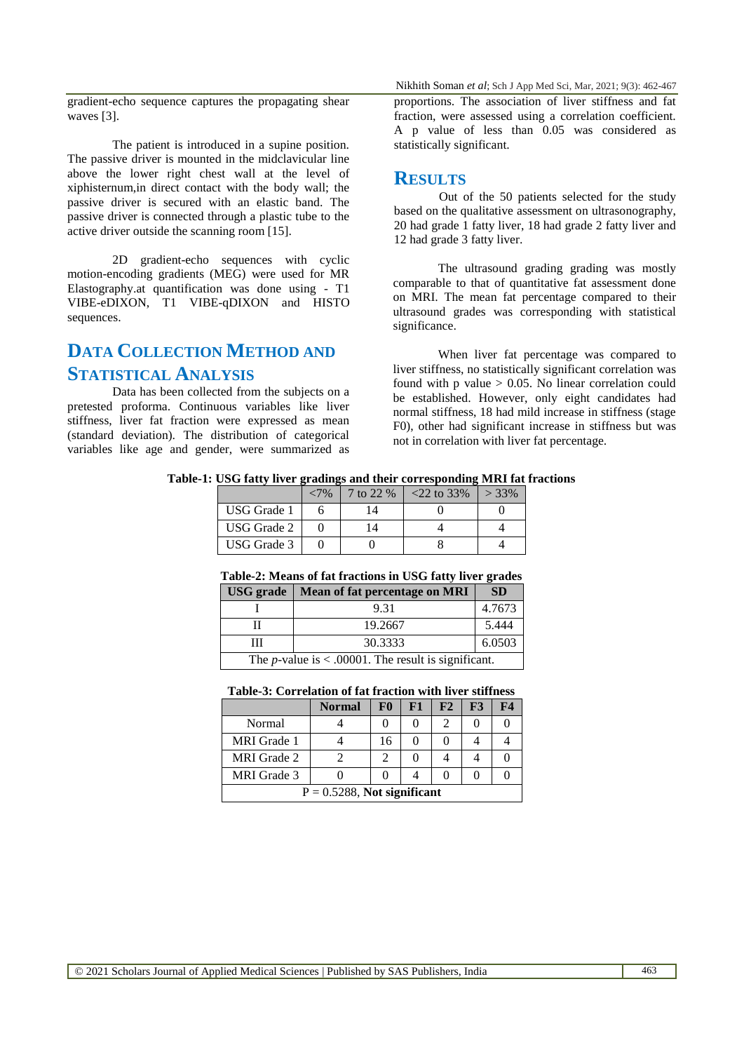gradient-echo sequence captures the propagating shear waves [3].

The patient is introduced in a supine position. The passive driver is mounted in the midclavicular line above the lower right chest wall at the level of xiphisternum,in direct contact with the body wall; the passive driver is secured with an elastic band. The passive driver is connected through a plastic tube to the active driver outside the scanning room [15].

2D gradient-echo sequences with cyclic motion-encoding gradients (MEG) were used for MR Elastography.at quantification was done using - T1 VIBE-eDIXON, T1 VIBE-qDIXON and HISTO sequences.

## Data Collection Method and Statistical Analysis

Data has been collected from the subjects on a pretested proforma. Continuous variables like liver stiffness, liver fat fraction were expressed as mean (standard deviation). The distribution of categorical variables like age and gender, were summarized as proportions. The association of liver stiffness and fat fraction, were assessed using a correlation coefficient. A p value of less than 0.05 was considered as statistically significant.

## Results

Out of the 50 patients selected for the study based on the qualitative assessment on ultrasonography, 20 had grade 1 fatty liver, 18 had grade 2 fatty liver and 12 had grade 3 fatty liver.

The ultrasound grading grading was mostly comparable to that of quantitative fat assessment done on MRI. The mean fat percentage compared to their ultrasound grades was corresponding with statistical significance.

When liver fat percentage was compared to liver stiffness, no statistically significant correlation was found with p value > 0.05. No linear correlation could be established. However, only eight candidates had normal stiffness, 18 had mild increase in stiffness (stage F0), other had significant increase in stiffness but was not in correlation with liver fat percentage.

**Table-1: USG fatty liver gradings and their corresponding MRI fat fractions**

| | <7% | 7 to 22 % | <22 to 33% | > 33% |
|---|---|---|---|---|
| USG Grade 1 | 6 | 14 | 0 | 0 |
| USG Grade 2 | 0 | 14 | 4 | 4 |
| USG Grade 3 | 0 | 0 | 8 | 4 |

**Table-2: Means of fat fractions in USG fatty liver grades**

| USG grade | Mean of fat percentage on MRI | SD |
|---|---|---|
| I | 9.31 | 4.7673 |
| II | 19.2667 | 5.444 |
| III | 30.3333 | 6.0503 |
| The *p*-value is < .00001. The result is significant. | | |

**Table-3: Correlation of fat fraction with liver stiffness**

| | Normal | F0 | F1 | F2 | F3 | F4 |
|---|---|---|---|---|---|---|
| Normal | 4 | 0 | 0 | 2 | 0 | 0 |
| MRI Grade 1 | 4 | 16 | 0 | 0 | 4 | 4 |
| MRI Grade 2 | 2 | 2 | 0 | 4 | 4 | 0 |
| MRI Grade 3 | 0 | 0 | 4 | 0 | 0 | 0 |
| P = 0.5288, **Not significant** | | | | | | |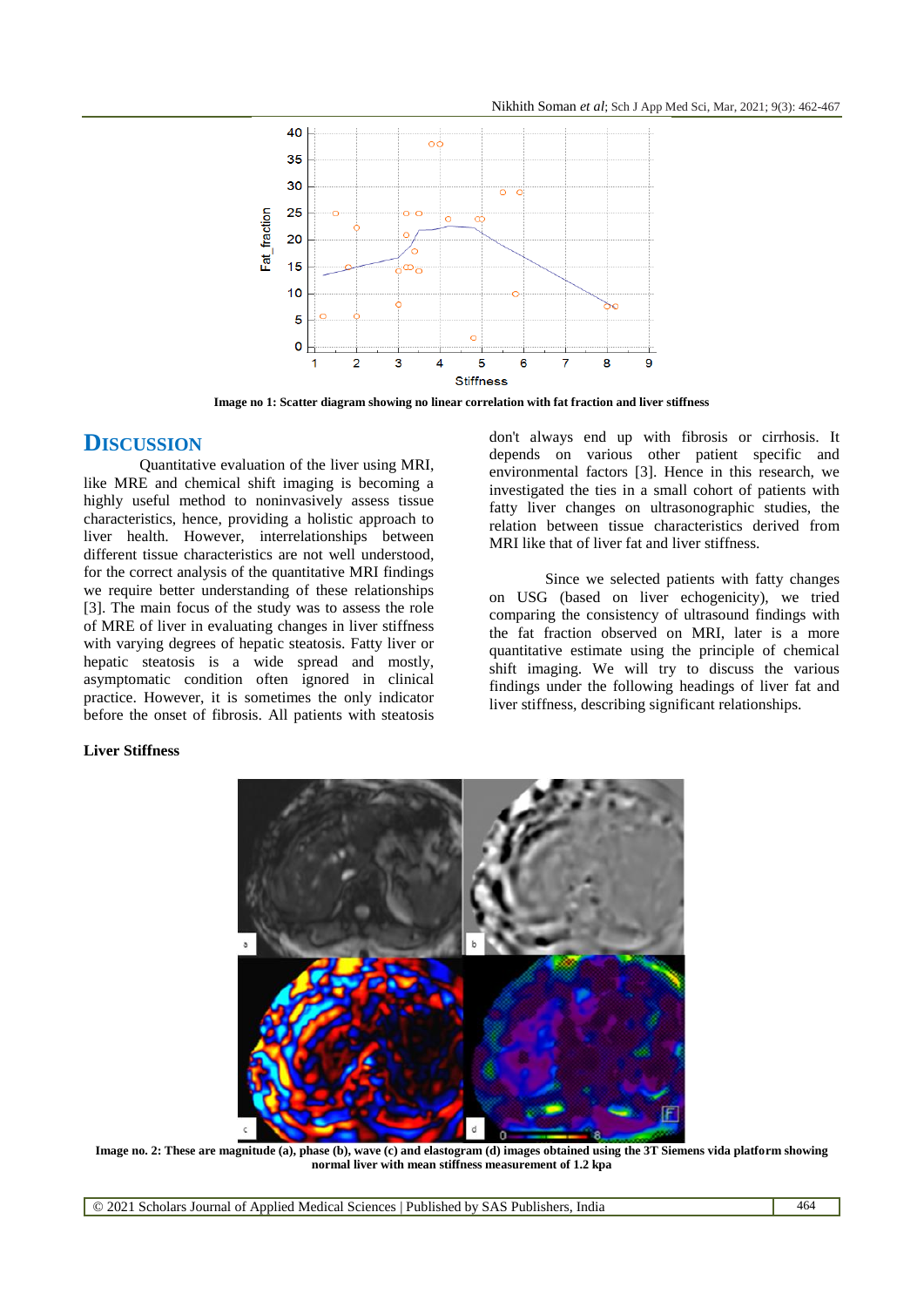40
35
30
25
20
15
10
5
0
Fat_fraction
1 2 3 4 5 6 7 8 9
Stiffness

**Image no 1: Scatter diagram showing no linear correlation with fat fraction and liver stiffness**

## DISCUSSION

Quantitative evaluation of the liver using MRI, like MRE and chemical shift imaging is becoming a highly useful method to noninvasively assess tissue characteristics, hence, providing a holistic approach to liver health. However, interrelationships between different tissue characteristics are not well understood, for the correct analysis of the quantitative MRI findings we require better understanding of these relationships [3]. The main focus of the study was to assess the role of MRE of liver in evaluating changes in liver stiffness with varying degrees of hepatic steatosis. Fatty liver or hepatic steatosis is a wide spread and mostly, asymptomatic condition often ignored in clinical practice. However, it is sometimes the only indicator before the onset of fibrosis. All patients with steatosis don't always end up with fibrosis or cirrhosis. It depends on various other patient specific and environmental factors [3]. Hence in this research, we investigated the ties in a small cohort of patients with fatty liver changes on ultrasonographic studies, the relation between tissue characteristics derived from MRI like that of liver fat and liver stiffness.

Since we selected patients with fatty changes on USG (based on liver echogenicity), we tried comparing the consistency of ultrasound findings with the fat fraction observed on MRI, later is a more quantitative estimate using the principle of chemical shift imaging. We will try to discuss the various findings under the following headings of liver fat and liver stiffness, describing significant relationships.

**Liver Stiffness**

**Image no. 2: These are magnitude (a), phase (b), wave (c) and elastogram (d) images obtained using the 3T Siemens vida platform showing normal liver with mean stiffness measurement of 1.2 kpa**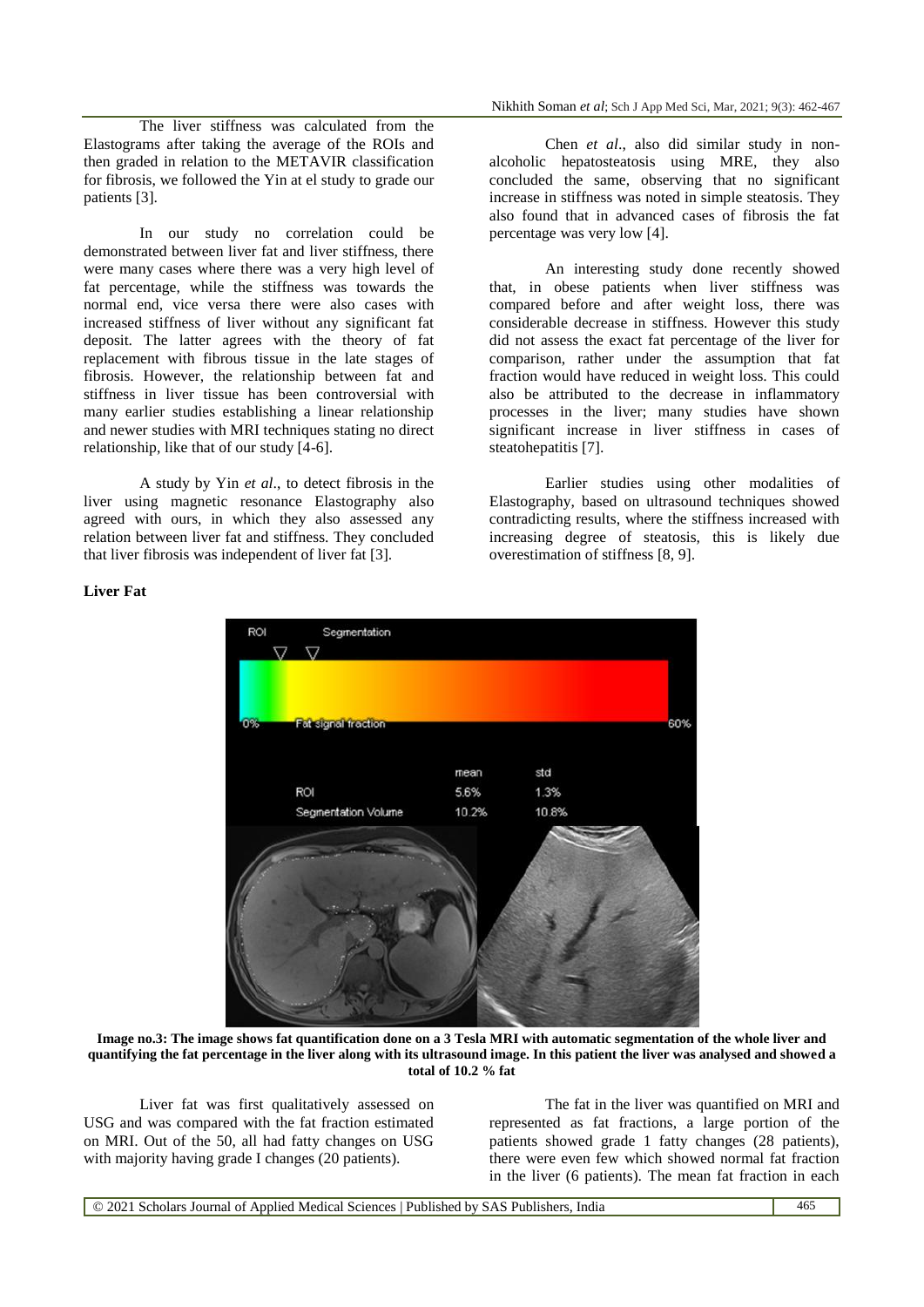The liver stiffness was calculated from the Elastograms after taking the average of the ROIs and then graded in relation to the METAVIR classification for fibrosis, we followed the Yin at el study to grade our patients [3].

In our study no correlation could be demonstrated between liver fat and liver stiffness, there were many cases where there was a very high level of fat percentage, while the stiffness was towards the normal end, vice versa there were also cases with increased stiffness of liver without any significant fat deposit. The latter agrees with the theory of fat replacement with fibrous tissue in the late stages of fibrosis. However, the relationship between fat and stiffness in liver tissue has been controversial with many earlier studies establishing a linear relationship and newer studies with MRI techniques stating no direct relationship, like that of our study [4-6].

A study by Yin *et al*., to detect fibrosis in the liver using magnetic resonance Elastography also agreed with ours, in which they also assessed any relation between liver fat and stiffness. They concluded that liver fibrosis was independent of liver fat [3].

Chen *et al*., also did similar study in non-alcoholic hepatosteatosis using MRE, they also concluded the same, observing that no significant increase in stiffness was noted in simple steatosis. They also found that in advanced cases of fibrosis the fat percentage was very low [4].

An interesting study done recently showed that, in obese patients when liver stiffness was compared before and after weight loss, there was considerable decrease in stiffness. However this study did not assess the exact fat percentage of the liver for comparison, rather under the assumption that fat fraction would have reduced in weight loss. This could also be attributed to the decrease in inflammatory processes in the liver; many studies have shown significant increase in liver stiffness in cases of steatohepatitis [7].

Earlier studies using other modalities of Elastography, based on ultrasound techniques showed contradicting results, where the stiffness increased with increasing degree of steatosis, this is likely due overestimation of stiffness [8, 9].

**Liver Fat**

ROI
Segmentation
0%
Fat signal fraction
60%
mean std
ROI 5.6% 1.3%
Segmentation Volume 10.2% 10.8%

**Image no.3: The image shows fat quantification done on a 3 Tesla MRI with automatic segmentation of the whole liver and quantifying the fat percentage in the liver along with its ultrasound image. In this patient the liver was analysed and showed a total of 10.2 % fat**

Liver fat was first qualitatively assessed on USG and was compared with the fat fraction estimated on MRI. Out of the 50, all had fatty changes on USG with majority having grade I changes (20 patients).

The fat in the liver was quantified on MRI and represented as fat fractions, a large portion of the patients showed grade 1 fatty changes (28 patients), there were even few which showed normal fat fraction in the liver (6 patients). The mean fat fraction in each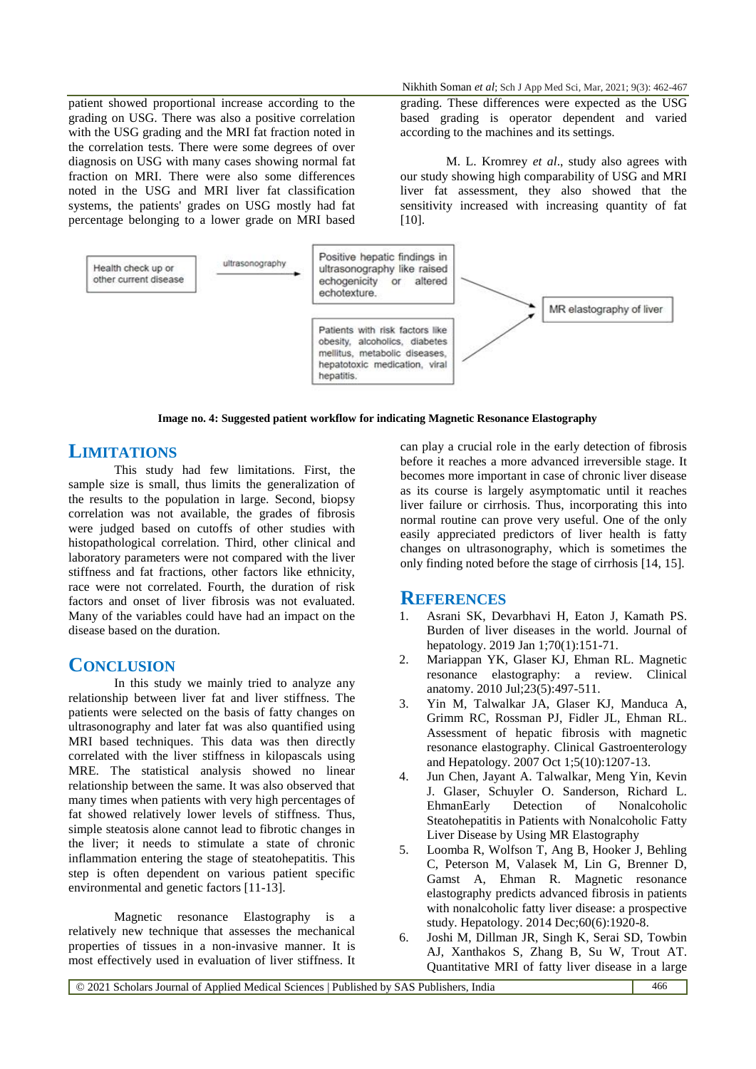patient showed proportional increase according to the grading on USG. There was also a positive correlation with the USG grading and the MRI fat fraction noted in the correlation tests. There were some degrees of over diagnosis on USG with many cases showing normal fat fraction on MRI. There were also some differences noted in the USG and MRI liver fat classification systems, the patients' grades on USG mostly had fat percentage belonging to a lower grade on MRI based grading. These differences were expected as the USG based grading is operator dependent and varied according to the machines and its settings.

M. L. Kromrey *et al*., study also agrees with our study showing high comparability of USG and MRI liver fat assessment, they also showed that the sensitivity increased with increasing quantity of fat [10].

Health check up or other current disease

ultrasonography

Positive hepatic findings in ultrasonography like raised echogenicity or altered echotexture.

Patients with risk factors like obesity, alcoholics, diabetes mellitus, metabolic diseases, hepatotoxic medication, viral hepatitis.

MR elastography of liver

**Image no. 4: Suggested patient workflow for indicating Magnetic Resonance Elastography**

## LIMITATIONS

This study had few limitations. First, the sample size is small, thus limits the generalization of the results to the population in large. Second, biopsy correlation was not available, the grades of fibrosis were judged based on cutoffs of other studies with histopathological correlation. Third, other clinical and laboratory parameters were not compared with the liver stiffness and fat fractions, other factors like ethnicity, race were not correlated. Fourth, the duration of risk factors and onset of liver fibrosis was not evaluated. Many of the variables could have had an impact on the disease based on the duration.

## CONCLUSION

In this study we mainly tried to analyze any relationship between liver fat and liver stiffness. The patients were selected on the basis of fatty changes on ultrasonography and later fat was also quantified using MRI based techniques. This data was then directly correlated with the liver stiffness in kilopascals using MRE. The statistical analysis showed no linear relationship between the same. It was also observed that many times when patients with very high percentages of fat showed relatively lower levels of stiffness. Thus, simple steatosis alone cannot lead to fibrotic changes in the liver; it needs to stimulate a state of chronic inflammation entering the stage of steatohepatitis. This step is often dependent on various patient specific environmental and genetic factors [11-13].

Magnetic resonance Elastography is a relatively new technique that assesses the mechanical properties of tissues in a non-invasive manner. It is most effectively used in evaluation of liver stiffness. It can play a crucial role in the early detection of fibrosis before it reaches a more advanced irreversible stage. It becomes more important in case of chronic liver disease as its course is largely asymptomatic until it reaches liver failure or cirrhosis. Thus, incorporating this into normal routine can prove very useful. One of the only easily appreciated predictors of liver health is fatty changes on ultrasonography, which is sometimes the only finding noted before the stage of cirrhosis [14, 15].

## REFERENCES

1. Asrani SK, Devarbhavi H, Eaton J, Kamath PS. Burden of liver diseases in the world. Journal of hepatology. 2019 Jan 1;70(1):151-71.
2. Mariappan YK, Glaser KJ, Ehman RL. Magnetic resonance elastography: a review. Clinical anatomy. 2010 Jul;23(5):497-511.
3. Yin M, Talwalkar JA, Glaser KJ, Manduca A, Grimm RC, Rossman PJ, Fidler JL, Ehman RL. Assessment of hepatic fibrosis with magnetic resonance elastography. Clinical Gastroenterology and Hepatology. 2007 Oct 1;5(10):1207-13.
4. Jun Chen, Jayant A. Talwalkar, Meng Yin, Kevin J. Glaser, Schuyler O. Sanderson, Richard L. EhmanEarly Detection of Nonalcoholic Steatohepatitis in Patients with Nonalcoholic Fatty Liver Disease by Using MR Elastography
5. Loomba R, Wolfson T, Ang B, Hooker J, Behling C, Peterson M, Valasek M, Lin G, Brenner D, Gamst A, Ehman R. Magnetic resonance elastography predicts advanced fibrosis in patients with nonalcoholic fatty liver disease: a prospective study. Hepatology. 2014 Dec;60(6):1920-8.
6. Joshi M, Dillman JR, Singh K, Serai SD, Towbin AJ, Xanthakos S, Zhang B, Su W, Trout AT. Quantitative MRI of fatty liver disease in a large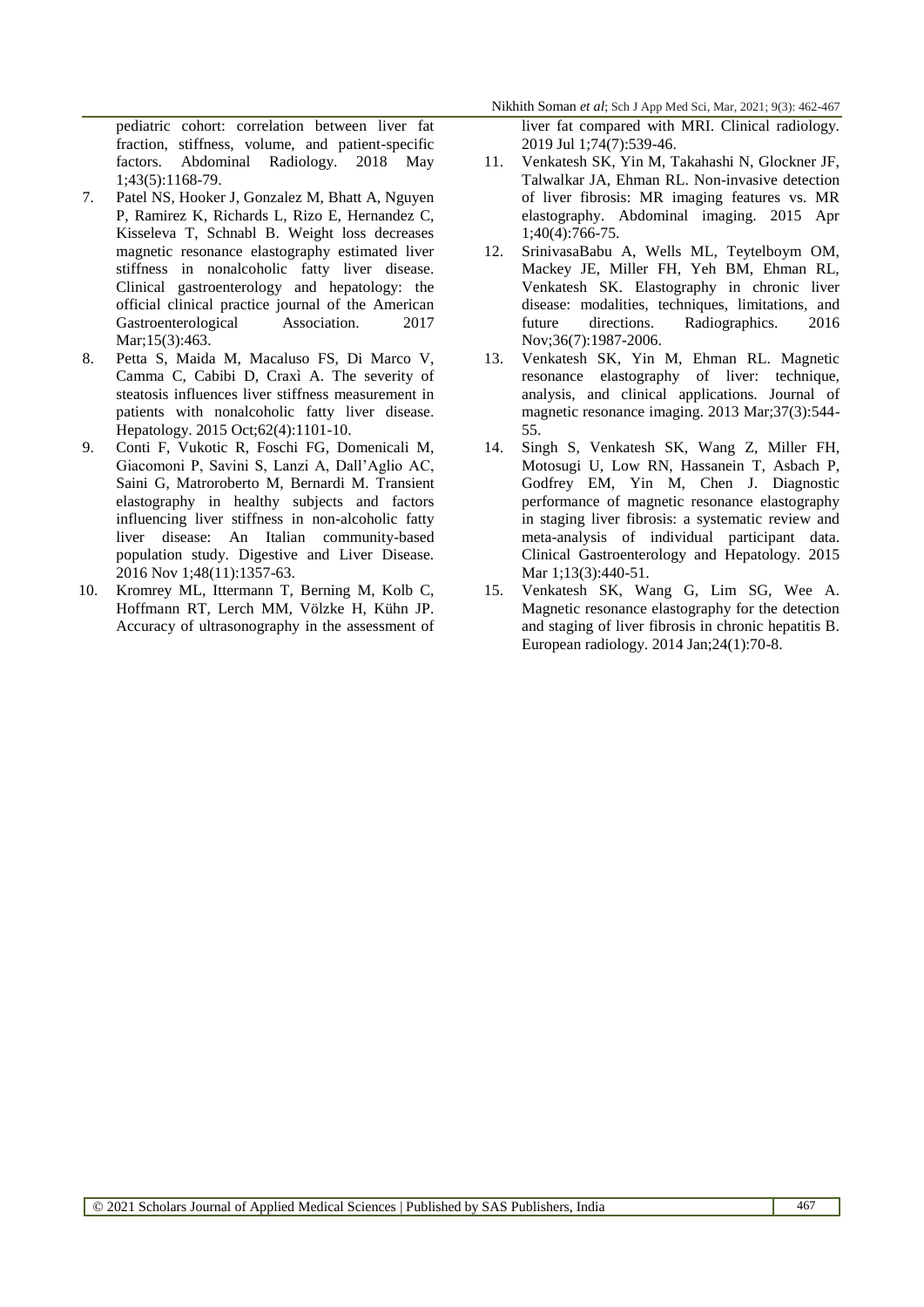pediatric cohort: correlation between liver fat fraction, stiffness, volume, and patient-specific factors. Abdominal Radiology. 2018 May 1;43(5):1168-79.

7. Patel NS, Hooker J, Gonzalez M, Bhatt A, Nguyen P, Ramirez K, Richards L, Rizo E, Hernandez C, Kisseleva T, Schnabl B. Weight loss decreases magnetic resonance elastography estimated liver stiffness in nonalcoholic fatty liver disease. Clinical gastroenterology and hepatology: the official clinical practice journal of the American Gastroenterological Association. 2017 Mar;15(3):463.
8. Petta S, Maida M, Macaluso FS, Di Marco V, Camma C, Cabibi D, Craxì A. The severity of steatosis influences liver stiffness measurement in patients with nonalcoholic fatty liver disease. Hepatology. 2015 Oct;62(4):1101-10.
9. Conti F, Vukotic R, Foschi FG, Domenicali M, Giacomoni P, Savini S, Lanzi A, Dall'Aglio AC, Saini G, Matroroberto M, Bernardi M. Transient elastography in healthy subjects and factors influencing liver stiffness in non-alcoholic fatty liver disease: An Italian community-based population study. Digestive and Liver Disease. 2016 Nov 1;48(11):1357-63.
10. Kromrey ML, Ittermann T, Berning M, Kolb C, Hoffmann RT, Lerch MM, Völzke H, Kühn JP. Accuracy of ultrasonography in the assessment of liver fat compared with MRI. Clinical radiology. 2019 Jul 1;74(7):539-46.
11. Venkatesh SK, Yin M, Takahashi N, Glockner JF, Talwalkar JA, Ehman RL. Non-invasive detection of liver fibrosis: MR imaging features vs. MR elastography. Abdominal imaging. 2015 Apr 1;40(4):766-75.
12. SrinivasaBabu A, Wells ML, Teytelboym OM, Mackey JE, Miller FH, Yeh BM, Ehman RL, Venkatesh SK. Elastography in chronic liver disease: modalities, techniques, limitations, and future directions. Radiographics. 2016 Nov;36(7):1987-2006.
13. Venkatesh SK, Yin M, Ehman RL. Magnetic resonance elastography of liver: technique, analysis, and clinical applications. Journal of magnetic resonance imaging. 2013 Mar;37(3):544-55.
14. Singh S, Venkatesh SK, Wang Z, Miller FH, Motosugi U, Low RN, Hassanein T, Asbach P, Godfrey EM, Yin M, Chen J. Diagnostic performance of magnetic resonance elastography in staging liver fibrosis: a systematic review and meta-analysis of individual participant data. Clinical Gastroenterology and Hepatology. 2015 Mar 1;13(3):440-51.
15. Venkatesh SK, Wang G, Lim SG, Wee A. Magnetic resonance elastography for the detection and staging of liver fibrosis in chronic hepatitis B. European radiology. 2014 Jan;24(1):70-8.